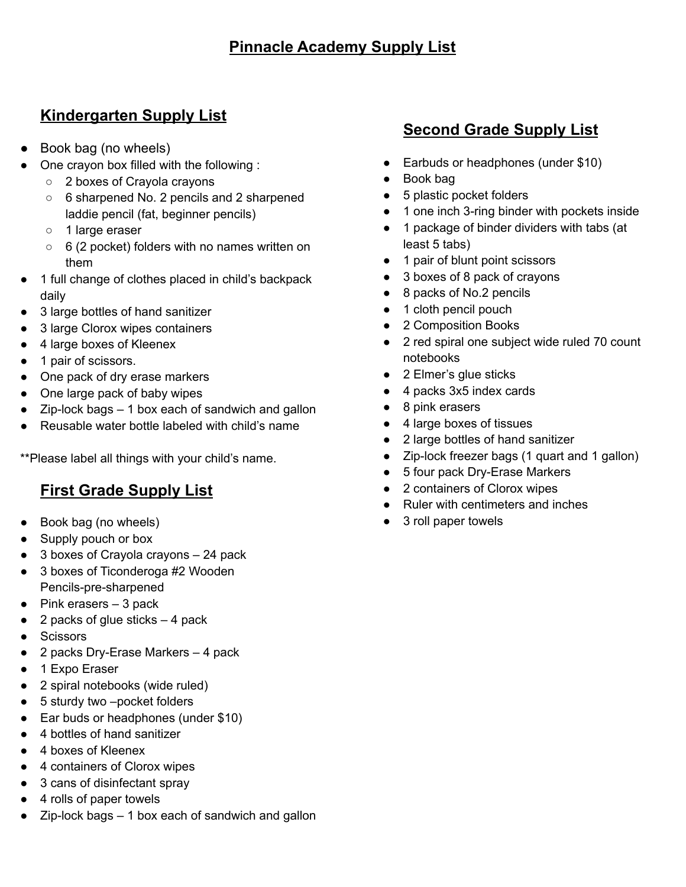# Pinnacle Academy Supply List

## Kindergarten Supply List

- Book bag (no wheels)
- One crayon box filled with the following :
  - 2 boxes of Crayola crayons
  - 6 sharpened No. 2 pencils and 2 sharpened laddie pencil (fat, beginner pencils)
  - 1 large eraser
  - 6 (2 pocket) folders with no names written on them
- 1 full change of clothes placed in child's backpack daily
- 3 large bottles of hand sanitizer
- 3 large Clorox wipes containers
- 4 large boxes of Kleenex
- 1 pair of scissors.
- One pack of dry erase markers
- One large pack of baby wipes
- Zip-lock bags – 1 box each of sandwich and gallon
- Reusable water bottle labeled with child's name

**Please label all things with your child's name.

## First Grade Supply List

- Book bag (no wheels)
- Supply pouch or box
- 3 boxes of Crayola crayons – 24 pack
- 3 boxes of Ticonderoga #2 Wooden Pencils-pre-sharpened
- Pink erasers – 3 pack
- 2 packs of glue sticks – 4 pack
- Scissors
- 2 packs Dry-Erase Markers – 4 pack
- 1 Expo Eraser
- 2 spiral notebooks (wide ruled)
- 5 sturdy two –pocket folders
- Ear buds or headphones (under $10)
- 4 bottles of hand sanitizer
- 4 boxes of Kleenex
- 4 containers of Clorox wipes
- 3 cans of disinfectant spray
- 4 rolls of paper towels
- Zip-lock bags – 1 box each of sandwich and gallon

## Second Grade Supply List

- Earbuds or headphones (under $10)
- Book bag
- 5 plastic pocket folders
- 1 one inch 3-ring binder with pockets inside
- 1 package of binder dividers with tabs (at least 5 tabs)
- 1 pair of blunt point scissors
- 3 boxes of 8 pack of crayons
- 8 packs of No.2 pencils
- 1 cloth pencil pouch
- 2 Composition Books
- 2 red spiral one subject wide ruled 70 count notebooks
- 2 Elmer's glue sticks
- 4 packs 3x5 index cards
- 8 pink erasers
- 4 large boxes of tissues
- 2 large bottles of hand sanitizer
- Zip-lock freezer bags (1 quart and 1 gallon)
- 5 four pack Dry-Erase Markers
- 2 containers of Clorox wipes
- Ruler with centimeters and inches
- 3 roll paper towels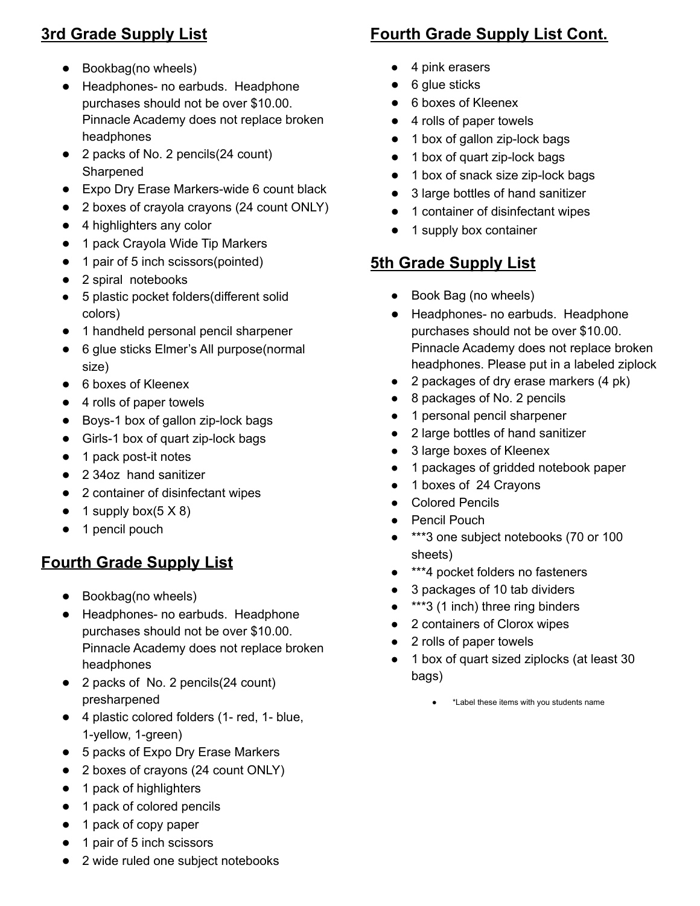## 3rd Grade Supply List

- Bookbag(no wheels)
- Headphones- no earbuds. Headphone purchases should not be over $10.00. Pinnacle Academy does not replace broken headphones
- 2 packs of No. 2 pencils(24 count) Sharpened
- Expo Dry Erase Markers-wide 6 count black
- 2 boxes of crayola crayons (24 count ONLY)
- 4 highlighters any color
- 1 pack Crayola Wide Tip Markers
- 1 pair of 5 inch scissors(pointed)
- 2 spiral notebooks
- 5 plastic pocket folders(different solid colors)
- 1 handheld personal pencil sharpener
- 6 glue sticks Elmer's All purpose(normal size)
- 6 boxes of Kleenex
- 4 rolls of paper towels
- Boys-1 box of gallon zip-lock bags
- Girls-1 box of quart zip-lock bags
- 1 pack post-it notes
- 2 34oz hand sanitizer
- 2 container of disinfectant wipes
- 1 supply box(5 X 8)
- 1 pencil pouch

## Fourth Grade Supply List

- Bookbag(no wheels)
- Headphones- no earbuds. Headphone purchases should not be over $10.00. Pinnacle Academy does not replace broken headphones
- 2 packs of No. 2 pencils(24 count) presharpened
- 4 plastic colored folders (1- red, 1- blue, 1-yellow, 1-green)
- 5 packs of Expo Dry Erase Markers
- 2 boxes of crayons (24 count ONLY)
- 1 pack of highlighters
- 1 pack of colored pencils
- 1 pack of copy paper
- 1 pair of 5 inch scissors
- 2 wide ruled one subject notebooks

## Fourth Grade Supply List Cont.

- 4 pink erasers
- 6 glue sticks
- 6 boxes of Kleenex
- 4 rolls of paper towels
- 1 box of gallon zip-lock bags
- 1 box of quart zip-lock bags
- 1 box of snack size zip-lock bags
- 3 large bottles of hand sanitizer
- 1 container of disinfectant wipes
- 1 supply box container

## 5th Grade Supply List

- Book Bag (no wheels)
- Headphones- no earbuds. Headphone purchases should not be over $10.00. Pinnacle Academy does not replace broken headphones. Please put in a labeled ziplock
- 2 packages of dry erase markers (4 pk)
- 8 packages of No. 2 pencils
- 1 personal pencil sharpener
- 2 large bottles of hand sanitizer
- 3 large boxes of Kleenex
- 1 packages of gridded notebook paper
- 1 boxes of 24 Crayons
- Colored Pencils
- Pencil Pouch
- ***3 one subject notebooks (70 or 100 sheets)
- ***4 pocket folders no fasteners
- 3 packages of 10 tab dividers
- ***3 (1 inch) three ring binders
- 2 containers of Clorox wipes
- 2 rolls of paper towels
- 1 box of quart sized ziplocks (at least 30 bags)

    - *Label these items with you students name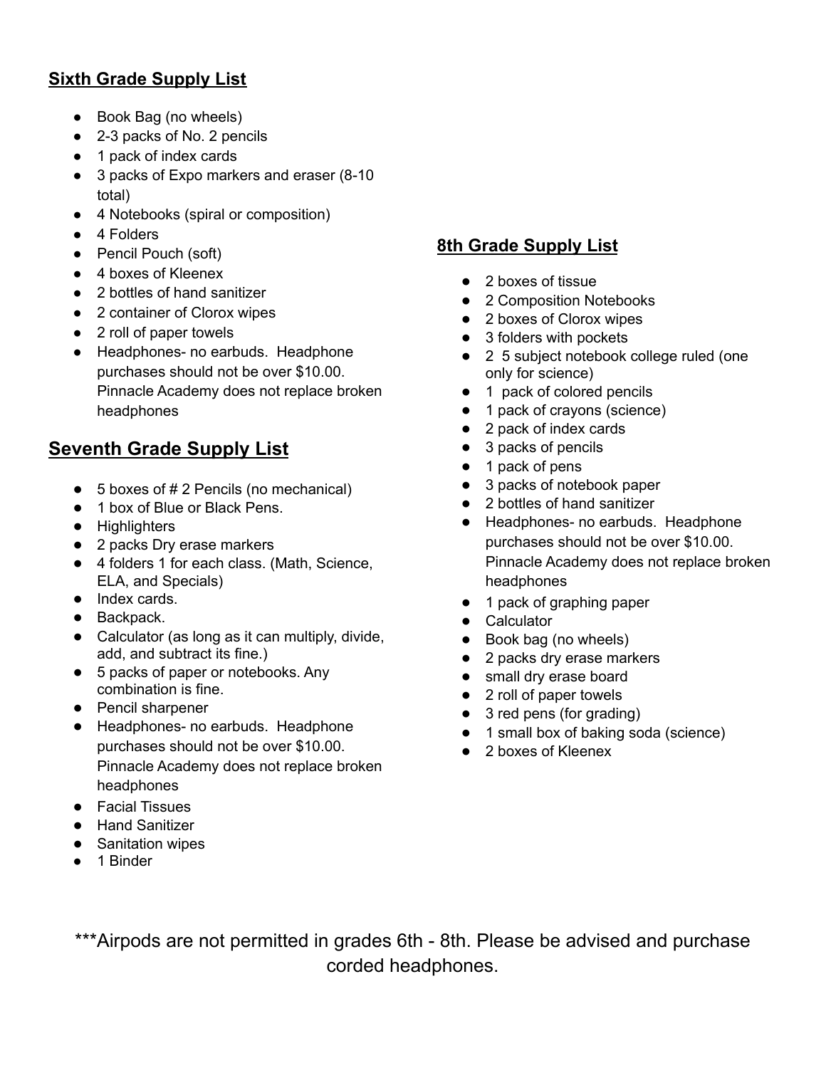## Sixth Grade Supply List

- Book Bag (no wheels)
- 2-3 packs of No. 2 pencils
- 1 pack of index cards
- 3 packs of Expo markers and eraser (8-10 total)
- 4 Notebooks (spiral or composition)
- 4 Folders
- Pencil Pouch (soft)
- 4 boxes of Kleenex
- 2 bottles of hand sanitizer
- 2 container of Clorox wipes
- 2 roll of paper towels
- Headphones- no earbuds. Headphone purchases should not be over $10.00. Pinnacle Academy does not replace broken headphones

## Seventh Grade Supply List

- 5 boxes of # 2 Pencils (no mechanical)
- 1 box of Blue or Black Pens.
- Highlighters
- 2 packs Dry erase markers
- 4 folders 1 for each class. (Math, Science, ELA, and Specials)
- Index cards.
- Backpack.
- Calculator (as long as it can multiply, divide, add, and subtract its fine.)
- 5 packs of paper or notebooks. Any combination is fine.
- Pencil sharpener
- Headphones- no earbuds. Headphone purchases should not be over $10.00. Pinnacle Academy does not replace broken headphones
- Facial Tissues
- Hand Sanitizer
- Sanitation wipes
- 1 Binder

## 8th Grade Supply List

- 2 boxes of tissue
- 2 Composition Notebooks
- 2 boxes of Clorox wipes
- 3 folders with pockets
- 2 5 subject notebook college ruled (one only for science)
- 1 pack of colored pencils
- 1 pack of crayons (science)
- 2 pack of index cards
- 3 packs of pencils
- 1 pack of pens
- 3 packs of notebook paper
- 2 bottles of hand sanitizer
- Headphones- no earbuds. Headphone purchases should not be over $10.00. Pinnacle Academy does not replace broken headphones
- 1 pack of graphing paper
- Calculator
- Book bag (no wheels)
- 2 packs dry erase markers
- small dry erase board
- 2 roll of paper towels
- 3 red pens (for grading)
- 1 small box of baking soda (science)
- 2 boxes of Kleenex

***Airpods are not permitted in grades 6th - 8th. Please be advised and purchase corded headphones.